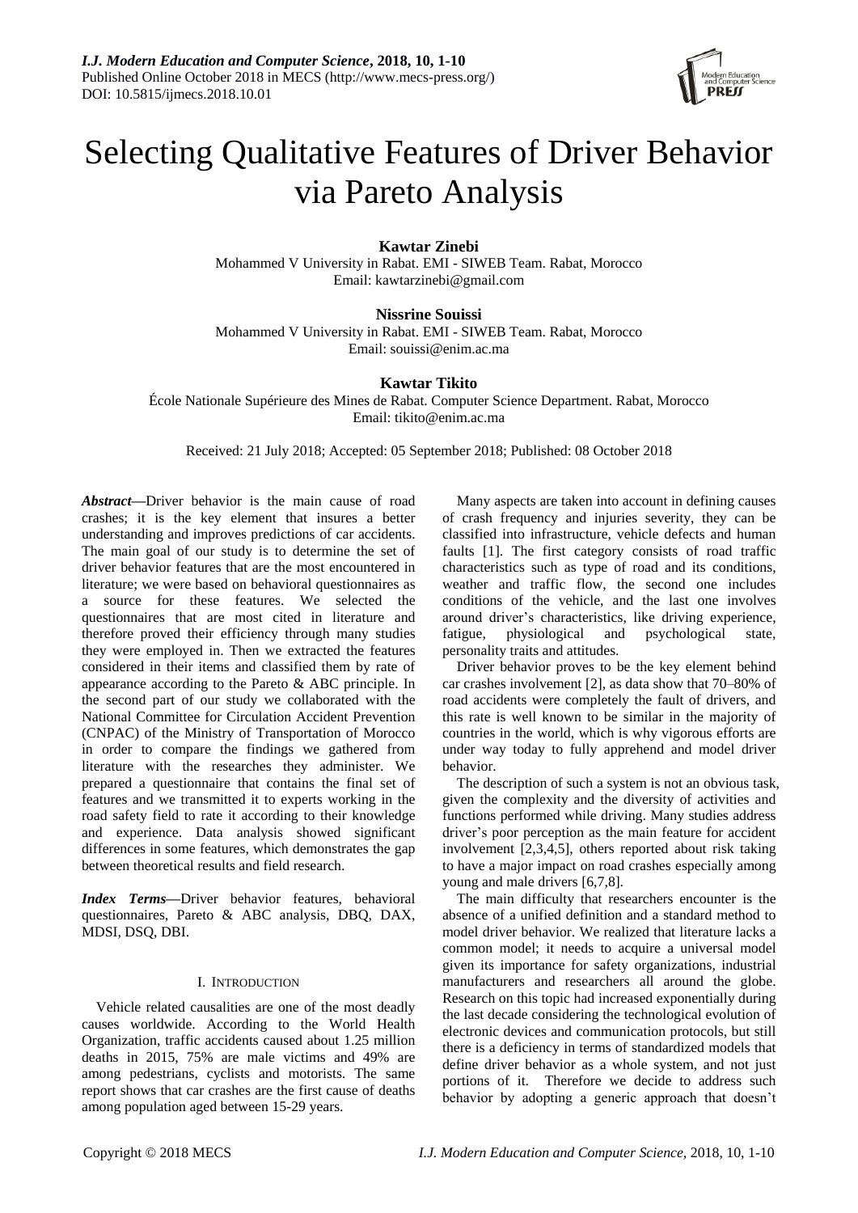# Selecting Qualitative Features of Driver Behavior via Pareto Analysis

**Kawtar Zinebi**
Mohammed V University in Rabat. EMI - SIWEB Team. Rabat, Morocco
Email: kawtarzinebi@gmail.com

**Nissrine Souissi**
Mohammed V University in Rabat. EMI - SIWEB Team. Rabat, Morocco
Email: souissi@enim.ac.ma

**Kawtar Tikito**
École Nationale Supérieure des Mines de Rabat. Computer Science Department. Rabat, Morocco
Email: tikito@enim.ac.ma

Received: 21 July 2018; Accepted: 05 September 2018; Published: 08 October 2018

***Abstract*—**Driver behavior is the main cause of road crashes; it is the key element that insures a better understanding and improves predictions of car accidents. The main goal of our study is to determine the set of driver behavior features that are the most encountered in literature; we were based on behavioral questionnaires as a source for these features. We selected the questionnaires that are most cited in literature and therefore proved their efficiency through many studies they were employed in. Then we extracted the features considered in their items and classified them by rate of appearance according to the Pareto & ABC principle. In the second part of our study we collaborated with the National Committee for Circulation Accident Prevention (CNPAC) of the Ministry of Transportation of Morocco in order to compare the findings we gathered from literature with the researches they administer. We prepared a questionnaire that contains the final set of features and we transmitted it to experts working in the road safety field to rate it according to their knowledge and experience. Data analysis showed significant differences in some features, which demonstrates the gap between theoretical results and field research.

***Index Terms*—**Driver behavior features, behavioral questionnaires, Pareto & ABC analysis, DBQ, DAX, MDSI, DSQ, DBI.

## I. Introduction

Vehicle related causalities are one of the most deadly causes worldwide. According to the World Health Organization, traffic accidents caused about 1.25 million deaths in 2015, 75% are male victims and 49% are among pedestrians, cyclists and motorists. The same report shows that car crashes are the first cause of deaths among population aged between 15-29 years.

Many aspects are taken into account in defining causes of crash frequency and injuries severity, they can be classified into infrastructure, vehicle defects and human faults [1]. The first category consists of road traffic characteristics such as type of road and its conditions, weather and traffic flow, the second one includes conditions of the vehicle, and the last one involves around driver's characteristics, like driving experience, fatigue, physiological and psychological state, personality traits and attitudes.

Driver behavior proves to be the key element behind car crashes involvement [2], as data show that 70–80% of road accidents were completely the fault of drivers, and this rate is well known to be similar in the majority of countries in the world, which is why vigorous efforts are under way today to fully apprehend and model driver behavior.

The description of such a system is not an obvious task, given the complexity and the diversity of activities and functions performed while driving. Many studies address driver's poor perception as the main feature for accident involvement [2,3,4,5], others reported about risk taking to have a major impact on road crashes especially among young and male drivers [6,7,8].

The main difficulty that researchers encounter is the absence of a unified definition and a standard method to model driver behavior. We realized that literature lacks a common model; it needs to acquire a universal model given its importance for safety organizations, industrial manufacturers and researchers all around the globe. Research on this topic had increased exponentially during the last decade considering the technological evolution of electronic devices and communication protocols, but still there is a deficiency in terms of standardized models that define driver behavior as a whole system, and not just portions of it. Therefore we decide to address such behavior by adopting a generic approach that doesn't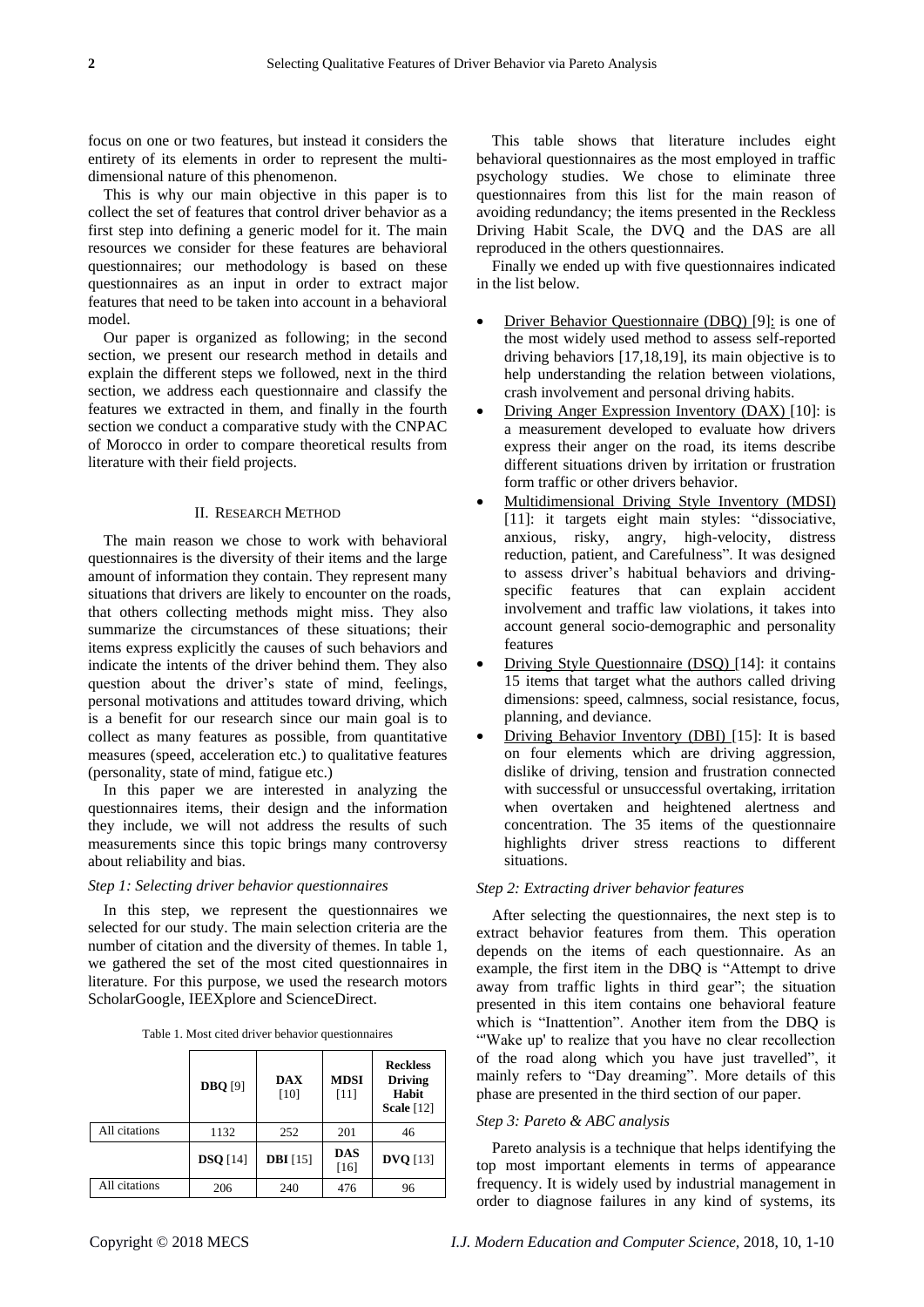focus on one or two features, but instead it considers the entirety of its elements in order to represent the multi-dimensional nature of this phenomenon.

This is why our main objective in this paper is to collect the set of features that control driver behavior as a first step into defining a generic model for it. The main resources we consider for these features are behavioral questionnaires; our methodology is based on these questionnaires as an input in order to extract major features that need to be taken into account in a behavioral model.

Our paper is organized as following; in the second section, we present our research method in details and explain the different steps we followed, next in the third section, we address each questionnaire and classify the features we extracted in them, and finally in the fourth section we conduct a comparative study with the CNPAC of Morocco in order to compare theoretical results from literature with their field projects.

## II. Research Method

The main reason we chose to work with behavioral questionnaires is the diversity of their items and the large amount of information they contain. They represent many situations that drivers are likely to encounter on the roads, that others collecting methods might miss. They also summarize the circumstances of these situations; their items express explicitly the causes of such behaviors and indicate the intents of the driver behind them. They also question about the driver's state of mind, feelings, personal motivations and attitudes toward driving, which is a benefit for our research since our main goal is to collect as many features as possible, from quantitative measures (speed, acceleration etc.) to qualitative features (personality, state of mind, fatigue etc.)

In this paper we are interested in analyzing the questionnaires items, their design and the information they include, we will not address the results of such measurements since this topic brings many controversy about reliability and bias.

### *Step 1: Selecting driver behavior questionnaires*

In this step, we represent the questionnaires we selected for our study. The main selection criteria are the number of citation and the diversity of themes. In table 1, we gathered the set of the most cited questionnaires in literature. For this purpose, we used the research motors ScholarGoogle, IEEXplore and ScienceDirect.

Table 1. Most cited driver behavior questionnaires

| | **DBQ** [9] | **DAX** [10] | **MDSI** [11] | **Reckless Driving Habit Scale** [12] |
|---|---|---|---|---|
| All citations | 1132 | 252 | 201 | 46 |
| | **DSQ** [14] | **DBI** [15] | **DAS** [16] | **DVQ** [13] |
| All citations | 206 | 240 | 476 | 96 |

This table shows that literature includes eight behavioral questionnaires as the most employed in traffic psychology studies. We chose to eliminate three questionnaires from this list for the main reason of avoiding redundancy; the items presented in the Reckless Driving Habit Scale, the DVQ and the DAS are all reproduced in the others questionnaires.

Finally we ended up with five questionnaires indicated in the list below.

- Driver Behavior Questionnaire (DBQ) [9]: is one of the most widely used method to assess self-reported driving behaviors [17,18,19], its main objective is to help understanding the relation between violations, crash involvement and personal driving habits.
- Driving Anger Expression Inventory (DAX) [10]: is a measurement developed to evaluate how drivers express their anger on the road, its items describe different situations driven by irritation or frustration form traffic or other drivers behavior.
- Multidimensional Driving Style Inventory (MDSI) [11]: it targets eight main styles: "dissociative, anxious, risky, angry, high-velocity, distress reduction, patient, and Carefulness". It was designed to assess driver's habitual behaviors and driving-specific features that can explain accident involvement and traffic law violations, it takes into account general socio-demographic and personality features
- Driving Style Questionnaire (DSQ) [14]: it contains 15 items that target what the authors called driving dimensions: speed, calmness, social resistance, focus, planning, and deviance.
- Driving Behavior Inventory (DBI) [15]: It is based on four elements which are driving aggression, dislike of driving, tension and frustration connected with successful or unsuccessful overtaking, irritation when overtaken and heightened alertness and concentration. The 35 items of the questionnaire highlights driver stress reactions to different situations.

### *Step 2: Extracting driver behavior features*

After selecting the questionnaires, the next step is to extract behavior features from them. This operation depends on the items of each questionnaire. As an example, the first item in the DBQ is "Attempt to drive away from traffic lights in third gear"; the situation presented in this item contains one behavioral feature which is "Inattention". Another item from the DBQ is "'Wake up' to realize that you have no clear recollection of the road along which you have just travelled", it mainly refers to "Day dreaming". More details of this phase are presented in the third section of our paper.

### *Step 3: Pareto & ABC analysis*

Pareto analysis is a technique that helps identifying the top most important elements in terms of appearance frequency. It is widely used by industrial management in order to diagnose failures in any kind of systems, its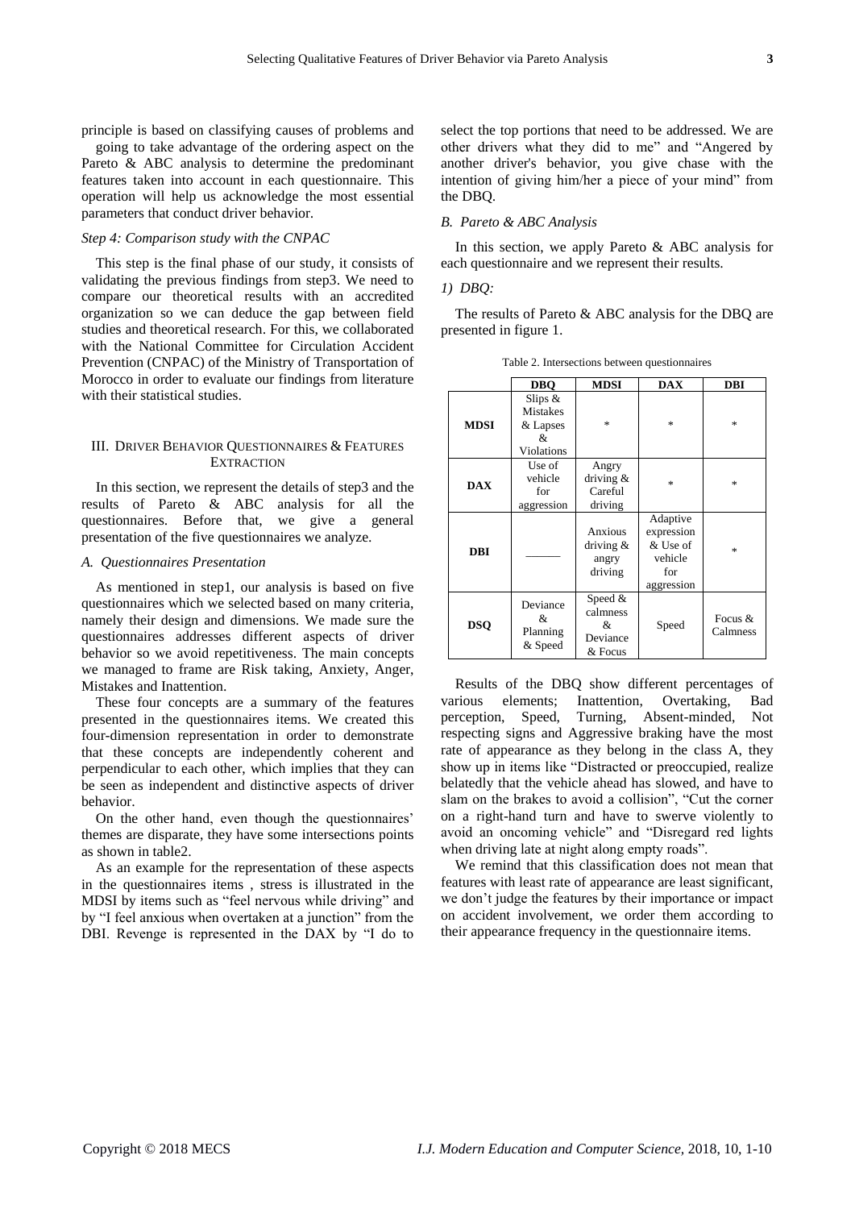principle is based on classifying causes of problems and going to take advantage of the ordering aspect on the Pareto & ABC analysis to determine the predominant features taken into account in each questionnaire. This operation will help us acknowledge the most essential parameters that conduct driver behavior.

*Step 4: Comparison study with the CNPAC*

This step is the final phase of our study, it consists of validating the previous findings from step3. We need to compare our theoretical results with an accredited organization so we can deduce the gap between field studies and theoretical research. For this, we collaborated with the National Committee for Circulation Accident Prevention (CNPAC) of the Ministry of Transportation of Morocco in order to evaluate our findings from literature with their statistical studies.

## III. Driver Behavior Questionnaires & Features Extraction

In this section, we represent the details of step3 and the results of Pareto & ABC analysis for all the questionnaires. Before that, we give a general presentation of the five questionnaires we analyze.

### *A. Questionnaires Presentation*

As mentioned in step1, our analysis is based on five questionnaires which we selected based on many criteria, namely their design and dimensions. We made sure the questionnaires addresses different aspects of driver behavior so we avoid repetitiveness. The main concepts we managed to frame are Risk taking, Anxiety, Anger, Mistakes and Inattention.

These four concepts are a summary of the features presented in the questionnaires items. We created this four-dimension representation in order to demonstrate that these concepts are independently coherent and perpendicular to each other, which implies that they can be seen as independent and distinctive aspects of driver behavior.

On the other hand, even though the questionnaires' themes are disparate, they have some intersections points as shown in table2.

As an example for the representation of these aspects in the questionnaires items , stress is illustrated in the MDSI by items such as "feel nervous while driving" and by "I feel anxious when overtaken at a junction" from the DBI. Revenge is represented in the DAX by "I do to other drivers what they did to me" and "Angered by another driver's behavior, you give chase with the intention of giving him/her a piece of your mind" from the DBQ.

### *B. Pareto & ABC Analysis*

In this section, we apply Pareto & ABC analysis for each questionnaire and we represent their results.

*1) DBQ:*

The results of Pareto & ABC analysis for the DBQ are presented in figure 1.

Table 2. Intersections between questionnaires

| | DBQ | MDSI | DAX | DBI |
|---|---|---|---|---|
| **MDSI** | Slips & Mistakes & Lapses & Violations | * | * | * |
| **DAX** | Use of vehicle for aggression | Angry driving & Careful driving | * | * |
| **DBI** | ______ | Anxious driving & angry driving | Adaptive expression & Use of vehicle for aggression | * |
| **DSQ** | Deviance & Planning & Speed | Speed & calmness & Deviance & Focus | Speed | Focus & Calmness |

Results of the DBQ show different percentages of various elements; Inattention, Overtaking, Bad perception, Speed, Turning, Absent-minded, Not respecting signs and Aggressive braking have the most rate of appearance as they belong in the class A, they show up in items like "Distracted or preoccupied, realize belatedly that the vehicle ahead has slowed, and have to slam on the brakes to avoid a collision", "Cut the corner on a right-hand turn and have to swerve violently to avoid an oncoming vehicle" and "Disregard red lights when driving late at night along empty roads".

We remind that this classification does not mean that features with least rate of appearance are least significant, we don't judge the features by their importance or impact on accident involvement, we order them according to their appearance frequency in the questionnaire items.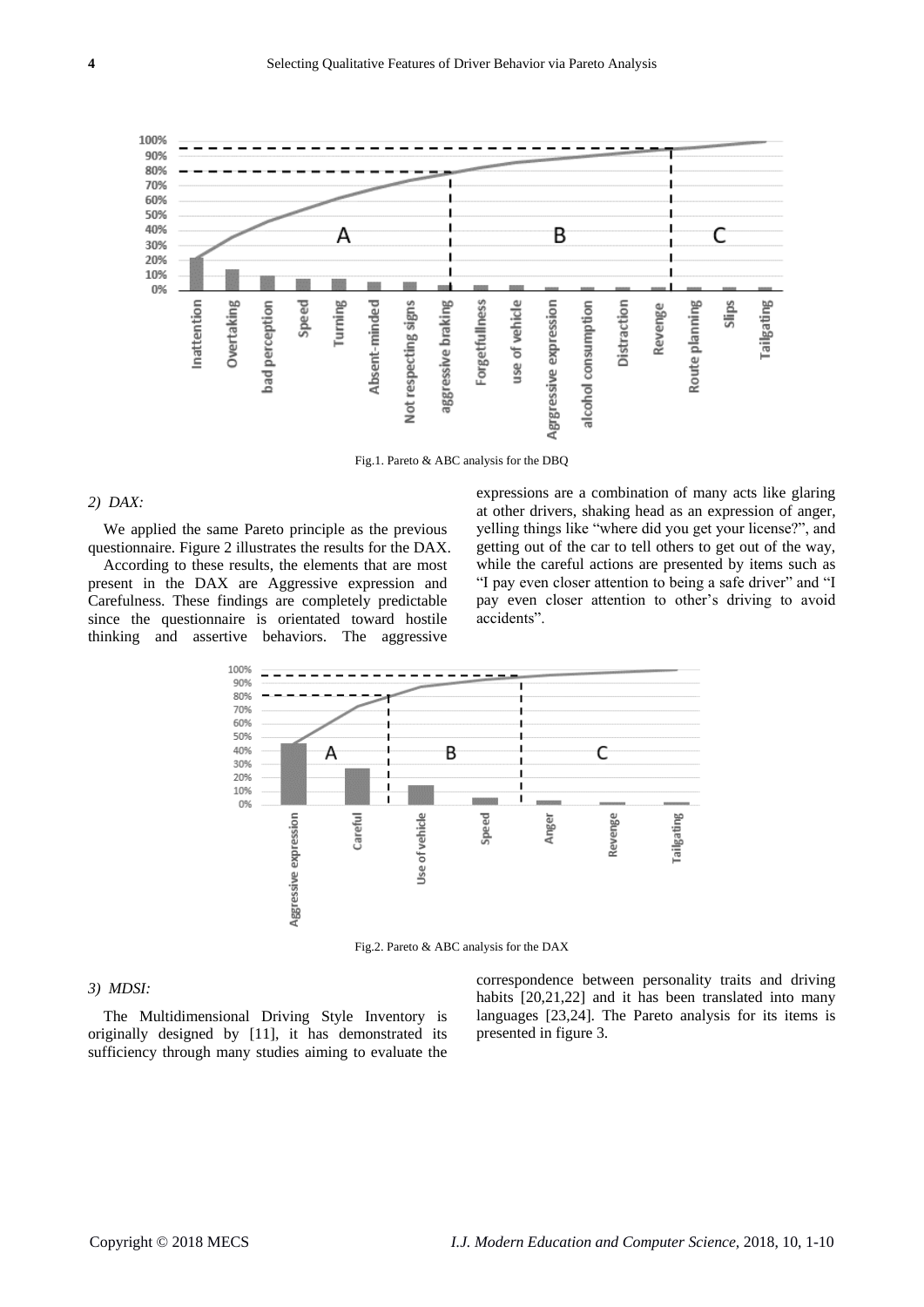Fig.1. Pareto & ABC analysis for the DBQ

*2) DAX:*

We applied the same Pareto principle as the previous questionnaire. Figure 2 illustrates the results for the DAX.

According to these results, the elements that are most present in the DAX are Aggressive expression and Carefulness. These findings are completely predictable since the questionnaire is orientated toward hostile thinking and assertive behaviors. The aggressive expressions are a combination of many acts like glaring at other drivers, shaking head as an expression of anger, yelling things like "where did you get your license?", and getting out of the car to tell others to get out of the way, while the careful actions are presented by items such as "I pay even closer attention to being a safe driver" and "I pay even closer attention to other's driving to avoid accidents".

Fig.2. Pareto & ABC analysis for the DAX

*3) MDSI:*

The Multidimensional Driving Style Inventory is originally designed by [11], it has demonstrated its sufficiency through many studies aiming to evaluate the correspondence between personality traits and driving habits [20,21,22] and it has been translated into many languages [23,24]. The Pareto analysis for its items is presented in figure 3.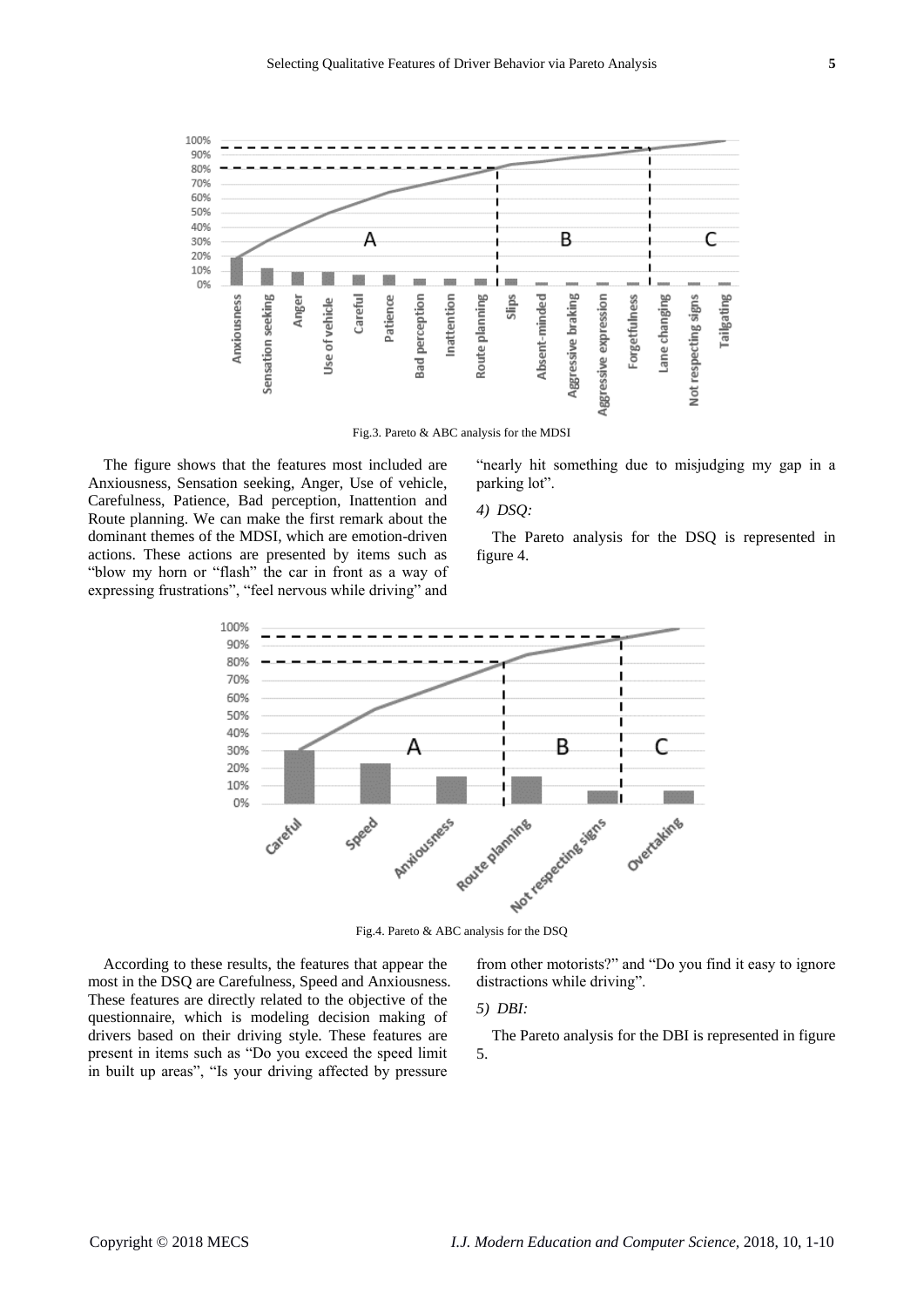Fig.3. Pareto & ABC analysis for the MDSI

The figure shows that the features most included are Anxiousness, Sensation seeking, Anger, Use of vehicle, Carefulness, Patience, Bad perception, Inattention and Route planning. We can make the first remark about the dominant themes of the MDSI, which are emotion-driven actions. These actions are presented by items such as "blow my horn or "flash" the car in front as a way of expressing frustrations", "feel nervous while driving" and "nearly hit something due to misjudging my gap in a parking lot".

*4) DSQ:*

The Pareto analysis for the DSQ is represented in figure 4.

Fig.4. Pareto & ABC analysis for the DSQ

According to these results, the features that appear the most in the DSQ are Carefulness, Speed and Anxiousness. These features are directly related to the objective of the questionnaire, which is modeling decision making of drivers based on their driving style. These features are present in items such as "Do you exceed the speed limit in built up areas", "Is your driving affected by pressure from other motorists?" and "Do you find it easy to ignore distractions while driving".

*5) DBI:*

The Pareto analysis for the DBI is represented in figure 5.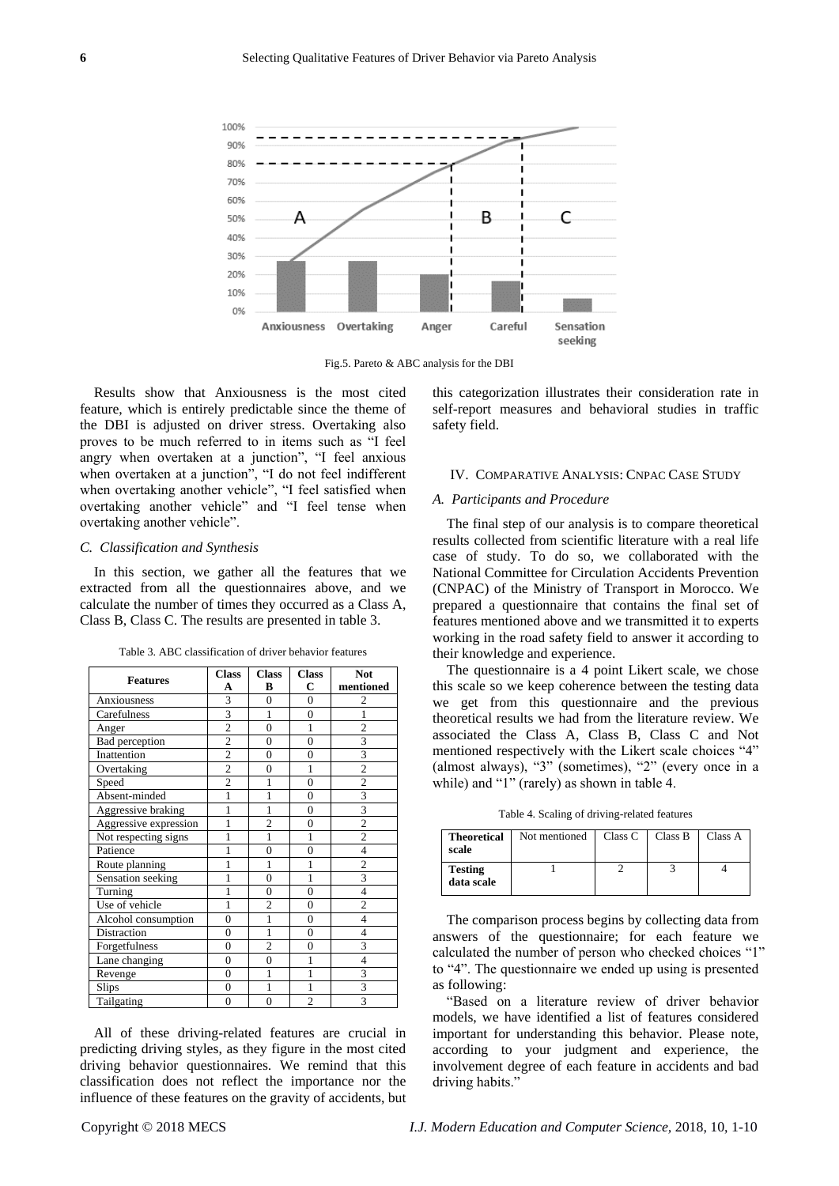Fig.5. Pareto & ABC analysis for the DBI

Results show that Anxiousness is the most cited feature, which is entirely predictable since the theme of the DBI is adjusted on driver stress. Overtaking also proves to be much referred to in items such as "I feel angry when overtaken at a junction", "I feel anxious when overtaken at a junction", "I do not feel indifferent when overtaking another vehicle", "I feel satisfied when overtaking another vehicle" and "I feel tense when overtaking another vehicle".

### *C. Classification and Synthesis*

In this section, we gather all the features that we extracted from all the questionnaires above, and we calculate the number of times they occurred as a Class A, Class B, Class C. The results are presented in table 3.

Table 3. ABC classification of driver behavior features

| Features | Class A | Class B | Class C | Not mentioned |
|---|---|---|---|---|
| Anxiousness | 3 | 0 | 0 | 2 |
| Carefulness | 3 | 1 | 0 | 1 |
| Anger | 2 | 0 | 1 | 2 |
| Bad perception | 2 | 0 | 0 | 3 |
| Inattention | 2 | 0 | 0 | 3 |
| Overtaking | 2 | 0 | 1 | 2 |
| Speed | 2 | 1 | 0 | 2 |
| Absent-minded | 1 | 1 | 0 | 3 |
| Aggressive braking | 1 | 1 | 0 | 3 |
| Aggressive expression | 1 | 2 | 0 | 2 |
| Not respecting signs | 1 | 1 | 1 | 2 |
| Patience | 1 | 0 | 0 | 4 |
| Route planning | 1 | 1 | 1 | 2 |
| Sensation seeking | 1 | 0 | 1 | 3 |
| Turning | 1 | 0 | 0 | 4 |
| Use of vehicle | 1 | 2 | 0 | 2 |
| Alcohol consumption | 0 | 1 | 0 | 4 |
| Distraction | 0 | 1 | 0 | 4 |
| Forgetfulness | 0 | 2 | 0 | 3 |
| Lane changing | 0 | 0 | 1 | 4 |
| Revenge | 0 | 1 | 1 | 3 |
| Slips | 0 | 1 | 1 | 3 |
| Tailgating | 0 | 0 | 2 | 3 |

All of these driving-related features are crucial in predicting driving styles, as they figure in the most cited driving behavior questionnaires. We remind that this classification does not reflect the importance nor the influence of these features on the gravity of accidents, but this categorization illustrates their consideration rate in self-report measures and behavioral studies in traffic safety field.

## IV. Comparative Analysis: CNPAC Case Study

### *A. Participants and Procedure*

The final step of our analysis is to compare theoretical results collected from scientific literature with a real life case of study. To do so, we collaborated with the National Committee for Circulation Accidents Prevention (CNPAC) of the Ministry of Transport in Morocco. We prepared a questionnaire that contains the final set of features mentioned above and we transmitted it to experts working in the road safety field to answer it according to their knowledge and experience.

The questionnaire is a 4 point Likert scale, we chose this scale so we keep coherence between the testing data we get from this questionnaire and the previous theoretical results we had from the literature review. We associated the Class A, Class B, Class C and Not mentioned respectively with the Likert scale choices "4" (almost always), "3" (sometimes), "2" (every once in a while) and "1" (rarely) as shown in table 4.

Table 4. Scaling of driving-related features

| Theoretical scale | Not mentioned | Class C | Class B | Class A |
|---|---|---|---|---|
| Testing data scale | 1 | 2 | 3 | 4 |

The comparison process begins by collecting data from answers of the questionnaire; for each feature we calculated the number of person who checked choices "1" to "4". The questionnaire we ended up using is presented as following:

"Based on a literature review of driver behavior models, we have identified a list of features considered important for understanding this behavior. Please note, according to your judgment and experience, the involvement degree of each feature in accidents and bad driving habits."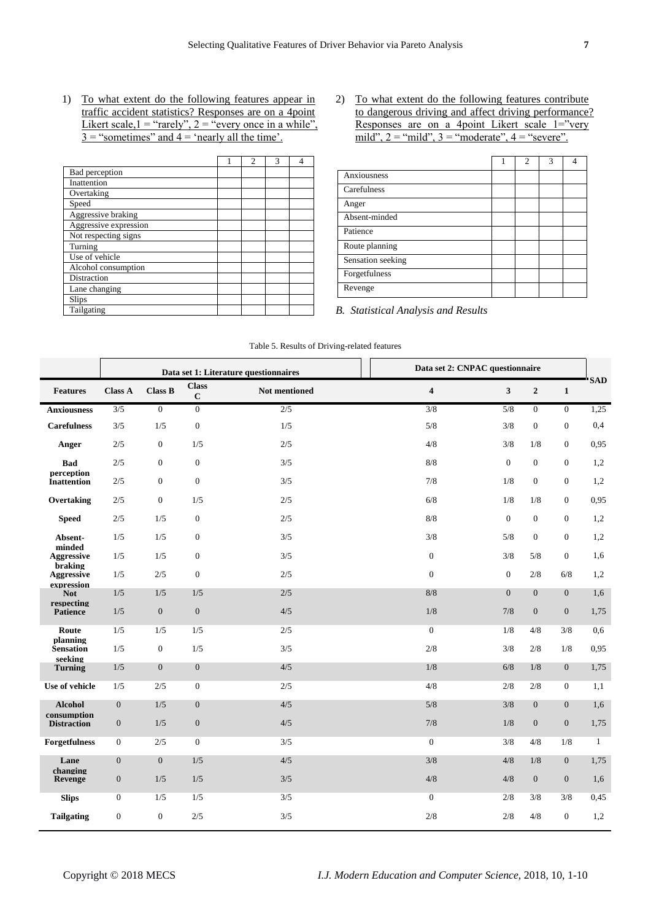1) To what extent do the following features appear in traffic accident statistics? Responses are on a 4point Likert scale,1 = "rarely", 2 = "every once in a while", 3 = "sometimes" and 4 = 'nearly all the time'.

| | 1 | 2 | 3 | 4 |
|---|---|---|---|---|
| Bad perception | | | | |
| Inattention | | | | |
| Overtaking | | | | |
| Speed | | | | |
| Aggressive braking | | | | |
| Aggressive expression | | | | |
| Not respecting signs | | | | |
| Turning | | | | |
| Use of vehicle | | | | |
| Alcohol consumption | | | | |
| Distraction | | | | |
| Lane changing | | | | |
| Slips | | | | |
| Tailgating | | | | |

2) To what extent do the following features contribute to dangerous driving and affect driving performance? Responses are on a 4point Likert scale 1="very mild", 2 = "mild", 3 = "moderate", 4 = "severe".

| | 1 | 2 | 3 | 4 |
|---|---|---|---|---|
| Anxiousness | | | | |
| Carefulness | | | | |
| Anger | | | | |
| Absent-minded | | | | |
| Patience | | | | |
| Route planning | | | | |
| Sensation seeking | | | | |
| Forgetfulness | | | | |
| Revenge | | | | |

*B. Statistical Analysis and Results*

Table 5. Results of Driving-related features

| | Data set 1: Literature questionnaires | | | | Data set 2: CNPAC questionnaire | | | | SAD |
|---|---|---|---|---|---|---|---|---|---|
| **Features** | **Class A** | **Class B** | **Class C** | **Not mentioned** | **4** | **3** | **2** | **1** | |
| **Anxiousness** | 3/5 | 0 | 0 | 2/5 | 3/8 | 5/8 | 0 | 0 | 1,25 |
| **Carefulness** | 3/5 | 1/5 | 0 | 1/5 | 5/8 | 3/8 | 0 | 0 | 0,4 |
| **Anger** | 2/5 | 0 | 1/5 | 2/5 | 4/8 | 3/8 | 1/8 | 0 | 0,95 |
| **Bad perception** | 2/5 | 0 | 0 | 3/5 | 8/8 | 0 | 0 | 0 | 1,2 |
| **Inattention** | 2/5 | 0 | 0 | 3/5 | 7/8 | 1/8 | 0 | 0 | 1,2 |
| **Overtaking** | 2/5 | 0 | 1/5 | 2/5 | 6/8 | 1/8 | 1/8 | 0 | 0,95 |
| **Speed** | 2/5 | 1/5 | 0 | 2/5 | 8/8 | 0 | 0 | 0 | 1,2 |
| **Absent-minded** | 1/5 | 1/5 | 0 | 3/5 | 3/8 | 5/8 | 0 | 0 | 1,2 |
| **Aggressive braking** | 1/5 | 1/5 | 0 | 3/5 | 0 | 3/8 | 5/8 | 0 | 1,6 |
| **Aggressive expression** | 1/5 | 2/5 | 0 | 2/5 | 0 | 0 | 2/8 | 6/8 | 1,2 |
| **Not respecting** | 1/5 | 1/5 | 1/5 | 2/5 | 8/8 | 0 | 0 | 0 | 1,6 |
| **Patience** | 1/5 | 0 | 0 | 4/5 | 1/8 | 7/8 | 0 | 0 | 1,75 |
| **Route planning** | 1/5 | 1/5 | 1/5 | 2/5 | 0 | 1/8 | 4/8 | 3/8 | 0,6 |
| **Sensation seeking** | 1/5 | 0 | 1/5 | 3/5 | 2/8 | 3/8 | 2/8 | 1/8 | 0,95 |
| **Turning** | 1/5 | 0 | 0 | 4/5 | 1/8 | 6/8 | 1/8 | 0 | 1,75 |
| **Use of vehicle** | 1/5 | 2/5 | 0 | 2/5 | 4/8 | 2/8 | 2/8 | 0 | 1,1 |
| **Alcohol consumption** | 0 | 1/5 | 0 | 4/5 | 5/8 | 3/8 | 0 | 0 | 1,6 |
| **Distraction** | 0 | 1/5 | 0 | 4/5 | 7/8 | 1/8 | 0 | 0 | 1,75 |
| **Forgetfulness** | 0 | 2/5 | 0 | 3/5 | 0 | 3/8 | 4/8 | 1/8 | 1 |
| **Lane changing** | 0 | 0 | 1/5 | 4/5 | 3/8 | 4/8 | 1/8 | 0 | 1,75 |
| **Revenge** | 0 | 1/5 | 1/5 | 3/5 | 4/8 | 4/8 | 0 | 0 | 1,6 |
| **Slips** | 0 | 1/5 | 1/5 | 3/5 | 0 | 2/8 | 3/8 | 3/8 | 0,45 |
| **Tailgating** | 0 | 0 | 2/5 | 3/5 | 2/8 | 2/8 | 4/8 | 0 | 1,2 |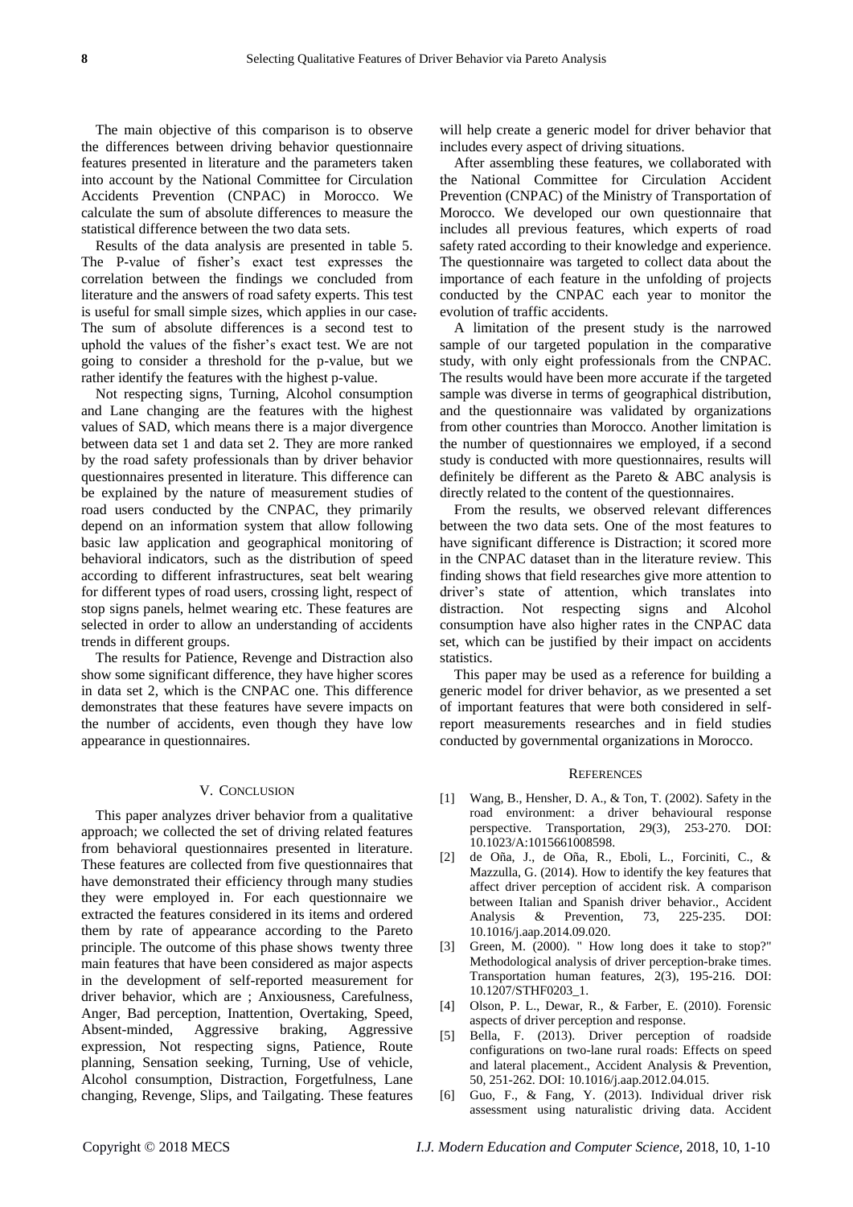The main objective of this comparison is to observe the differences between driving behavior questionnaire features presented in literature and the parameters taken into account by the National Committee for Circulation Accidents Prevention (CNPAC) in Morocco. We calculate the sum of absolute differences to measure the statistical difference between the two data sets.

Results of the data analysis are presented in table 5. The P-value of fisher's exact test expresses the correlation between the findings we concluded from literature and the answers of road safety experts. This test is useful for small simple sizes, which applies in our case. The sum of absolute differences is a second test to uphold the values of the fisher's exact test. We are not going to consider a threshold for the p-value, but we rather identify the features with the highest p-value.

Not respecting signs, Turning, Alcohol consumption and Lane changing are the features with the highest values of SAD, which means there is a major divergence between data set 1 and data set 2. They are more ranked by the road safety professionals than by driver behavior questionnaires presented in literature. This difference can be explained by the nature of measurement studies of road users conducted by the CNPAC, they primarily depend on an information system that allow following basic law application and geographical monitoring of behavioral indicators, such as the distribution of speed according to different infrastructures, seat belt wearing for different types of road users, crossing light, respect of stop signs panels, helmet wearing etc. These features are selected in order to allow an understanding of accidents trends in different groups.

The results for Patience, Revenge and Distraction also show some significant difference, they have higher scores in data set 2, which is the CNPAC one. This difference demonstrates that these features have severe impacts on the number of accidents, even though they have low appearance in questionnaires.

## V. Conclusion

This paper analyzes driver behavior from a qualitative approach; we collected the set of driving related features from behavioral questionnaires presented in literature. These features are collected from five questionnaires that have demonstrated their efficiency through many studies they were employed in. For each questionnaire we extracted the features considered in its items and ordered them by rate of appearance according to the Pareto principle. The outcome of this phase shows twenty three main features that have been considered as major aspects in the development of self-reported measurement for driver behavior, which are ; Anxiousness, Carefulness, Anger, Bad perception, Inattention, Overtaking, Speed, Absent-minded, Aggressive braking, Aggressive expression, Not respecting signs, Patience, Route planning, Sensation seeking, Turning, Use of vehicle, Alcohol consumption, Distraction, Forgetfulness, Lane changing, Revenge, Slips, and Tailgating. These features will help create a generic model for driver behavior that includes every aspect of driving situations.

After assembling these features, we collaborated with the National Committee for Circulation Accident Prevention (CNPAC) of the Ministry of Transportation of Morocco. We developed our own questionnaire that includes all previous features, which experts of road safety rated according to their knowledge and experience. The questionnaire was targeted to collect data about the importance of each feature in the unfolding of projects conducted by the CNPAC each year to monitor the evolution of traffic accidents.

A limitation of the present study is the narrowed sample of our targeted population in the comparative study, with only eight professionals from the CNPAC. The results would have been more accurate if the targeted sample was diverse in terms of geographical distribution, and the questionnaire was validated by organizations from other countries than Morocco. Another limitation is the number of questionnaires we employed, if a second study is conducted with more questionnaires, results will definitely be different as the Pareto & ABC analysis is directly related to the content of the questionnaires.

From the results, we observed relevant differences between the two data sets. One of the most features to have significant difference is Distraction; it scored more in the CNPAC dataset than in the literature review. This finding shows that field researches give more attention to driver's state of attention, which translates into distraction. Not respecting signs and Alcohol consumption have also higher rates in the CNPAC data set, which can be justified by their impact on accidents statistics.

This paper may be used as a reference for building a generic model for driver behavior, as we presented a set of important features that were both considered in self-report measurements researches and in field studies conducted by governmental organizations in Morocco.

## References

[1] Wang, B., Hensher, D. A., & Ton, T. (2002). Safety in the road environment: a driver behavioural response perspective. Transportation, 29(3), 253-270. DOI: 10.1023/A:1015661008598.

[2] de Oña, J., de Oña, R., Eboli, L., Forciniti, C., & Mazzulla, G. (2014). How to identify the key features that affect driver perception of accident risk. A comparison between Italian and Spanish driver behavior., Accident Analysis & Prevention, 73, 225-235. DOI: 10.1016/j.aap.2014.09.020.

[3] Green, M. (2000). " How long does it take to stop?" Methodological analysis of driver perception-brake times. Transportation human features, 2(3), 195-216. DOI: 10.1207/STHF0203_1.

[4] Olson, P. L., Dewar, R., & Farber, E. (2010). Forensic aspects of driver perception and response.

[5] Bella, F. (2013). Driver perception of roadside configurations on two-lane rural roads: Effects on speed and lateral placement., Accident Analysis & Prevention, 50, 251-262. DOI: 10.1016/j.aap.2012.04.015.

[6] Guo, F., & Fang, Y. (2013). Individual driver risk assessment using naturalistic driving data. Accident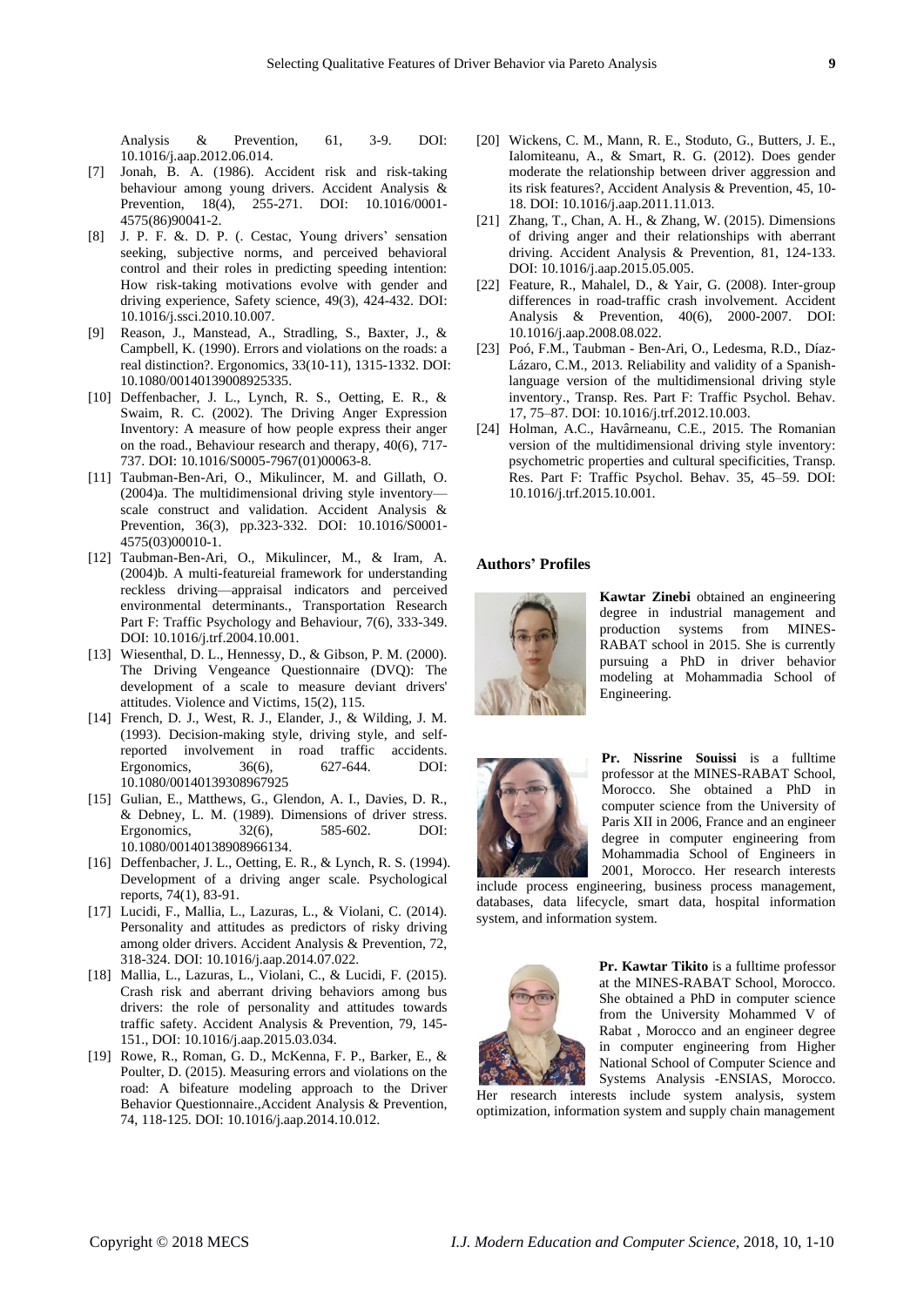Analysis & Prevention, 61, 3-9. DOI: 10.1016/j.aap.2012.06.014.

[7] Jonah, B. A. (1986). Accident risk and risk-taking behaviour among young drivers. Accident Analysis & Prevention, 18(4), 255-271. DOI: 10.1016/0001-4575(86)90041-2.

[8] J. P. F. &. D. P. (. Cestac, Young drivers' sensation seeking, subjective norms, and perceived behavioral control and their roles in predicting speeding intention: How risk-taking motivations evolve with gender and driving experience, Safety science, 49(3), 424-432. DOI: 10.1016/j.ssci.2010.10.007.

[9] Reason, J., Manstead, A., Stradling, S., Baxter, J., & Campbell, K. (1990). Errors and violations on the roads: a real distinction?. Ergonomics, 33(10-11), 1315-1332. DOI: 10.1080/00140139008925335.

[10] Deffenbacher, J. L., Lynch, R. S., Oetting, E. R., & Swaim, R. C. (2002). The Driving Anger Expression Inventory: A measure of how people express their anger on the road., Behaviour research and therapy, 40(6), 717-737. DOI: 10.1016/S0005-7967(01)00063-8.

[11] Taubman-Ben-Ari, O., Mikulincer, M. and Gillath, O. (2004)a. The multidimensional driving style inventory—scale construct and validation. Accident Analysis & Prevention, 36(3), pp.323-332. DOI: 10.1016/S0001-4575(03)00010-1.

[12] Taubman-Ben-Ari, O., Mikulincer, M., & Iram, A. (2004)b. A multi-featureial framework for understanding reckless driving—appraisal indicators and perceived environmental determinants., Transportation Research Part F: Traffic Psychology and Behaviour, 7(6), 333-349. DOI: 10.1016/j.trf.2004.10.001.

[13] Wiesenthal, D. L., Hennessy, D., & Gibson, P. M. (2000). The Driving Vengeance Questionnaire (DVQ): The development of a scale to measure deviant drivers' attitudes. Violence and Victims, 15(2), 115.

[14] French, D. J., West, R. J., Elander, J., & Wilding, J. M. (1993). Decision-making style, driving style, and self-reported involvement in road traffic accidents. Ergonomics, 36(6), 627-644. DOI: 10.1080/00140139308967925

[15] Gulian, E., Matthews, G., Glendon, A. I., Davies, D. R., & Debney, L. M. (1989). Dimensions of driver stress. Ergonomics, 32(6), 585-602. DOI: 10.1080/00140138908966134.

[16] Deffenbacher, J. L., Oetting, E. R., & Lynch, R. S. (1994). Development of a driving anger scale. Psychological reports, 74(1), 83-91.

[17] Lucidi, F., Mallia, L., Lazuras, L., & Violani, C. (2014). Personality and attitudes as predictors of risky driving among older drivers. Accident Analysis & Prevention, 72, 318-324. DOI: 10.1016/j.aap.2014.07.022.

[18] Mallia, L., Lazuras, L., Violani, C., & Lucidi, F. (2015). Crash risk and aberrant driving behaviors among bus drivers: the role of personality and attitudes towards traffic safety. Accident Analysis & Prevention, 79, 145-151., DOI: 10.1016/j.aap.2015.03.034.

[19] Rowe, R., Roman, G. D., McKenna, F. P., Barker, E., & Poulter, D. (2015). Measuring errors and violations on the road: A bifeature modeling approach to the Driver Behavior Questionnaire.,Accident Analysis & Prevention, 74, 118-125. DOI: 10.1016/j.aap.2014.10.012.

[20] Wickens, C. M., Mann, R. E., Stoduto, G., Butters, J. E., Ialomiteanu, A., & Smart, R. G. (2012). Does gender moderate the relationship between driver aggression and its risk features?, Accident Analysis & Prevention, 45, 10-18. DOI: 10.1016/j.aap.2011.11.013.

[21] Zhang, T., Chan, A. H., & Zhang, W. (2015). Dimensions of driving anger and their relationships with aberrant driving. Accident Analysis & Prevention, 81, 124-133. DOI: 10.1016/j.aap.2015.05.005.

[22] Feature, R., Mahalel, D., & Yair, G. (2008). Inter-group differences in road-traffic crash involvement. Accident Analysis & Prevention, 40(6), 2000-2007. DOI: 10.1016/j.aap.2008.08.022.

[23] Poó, F.M., Taubman - Ben-Ari, O., Ledesma, R.D., Díaz-Lázaro, C.M., 2013. Reliability and validity of a Spanish-language version of the multidimensional driving style inventory., Transp. Res. Part F: Traffic Psychol. Behav. 17, 75–87. DOI: 10.1016/j.trf.2012.10.003.

[24] Holman, A.C., Havârneanu, C.E., 2015. The Romanian version of the multidimensional driving style inventory: psychometric properties and cultural specificities, Transp. Res. Part F: Traffic Psychol. Behav. 35, 45–59. DOI: 10.1016/j.trf.2015.10.001.

## Authors' Profiles

**Kawtar Zinebi** obtained an engineering degree in industrial management and production systems from MINES-RABAT school in 2015. She is currently pursuing a PhD in driver behavior modeling at Mohammadia School of Engineering.

**Pr. Nissrine Souissi** is a fulltime professor at the MINES-RABAT School, Morocco. She obtained a PhD in computer science from the University of Paris XII in 2006, France and an engineer degree in computer engineering from Mohammadia School of Engineers in 2001, Morocco. Her research interests include process engineering, business process management, databases, data lifecycle, smart data, hospital information system, and information system.

**Pr. Kawtar Tikito** is a fulltime professor at the MINES-RABAT School, Morocco. She obtained a PhD in computer science from the University Mohammed V of Rabat , Morocco and an engineer degree in computer engineering from Higher National School of Computer Science and Systems Analysis -ENSIAS, Morocco. Her research interests include system analysis, system optimization, information system and supply chain management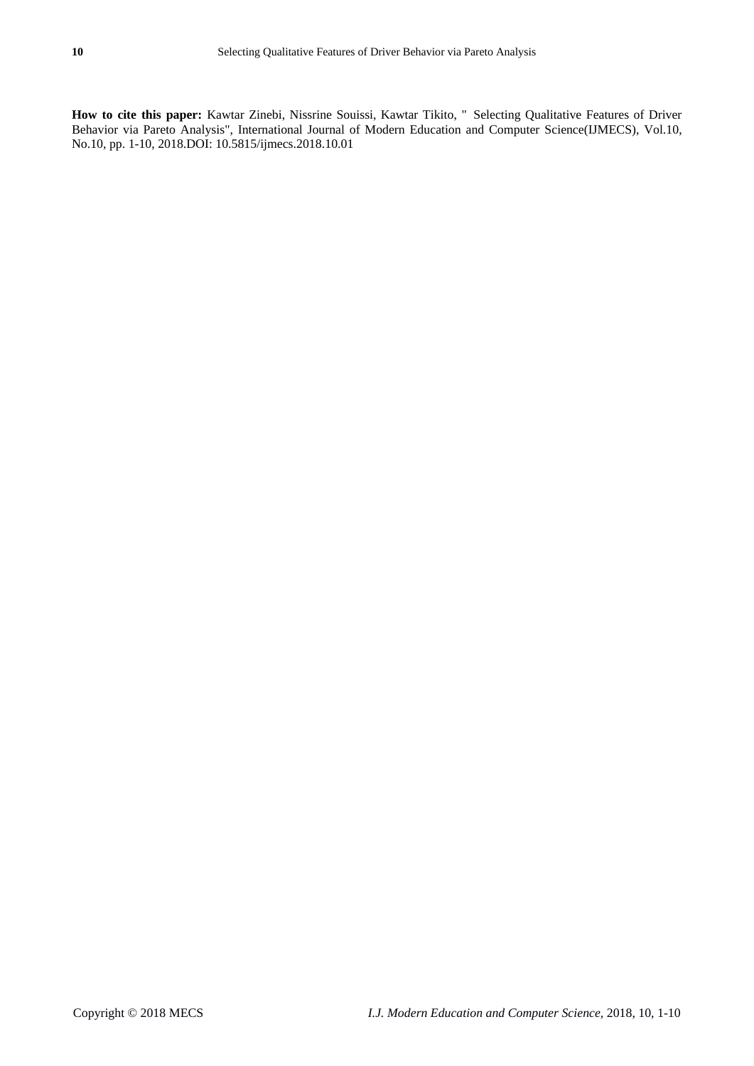**How to cite this paper:** Kawtar Zinebi, Nissrine Souissi, Kawtar Tikito, " Selecting Qualitative Features of Driver Behavior via Pareto Analysis", International Journal of Modern Education and Computer Science(IJMECS), Vol.10, No.10, pp. 1-10, 2018.DOI: 10.5815/ijmecs.2018.10.01